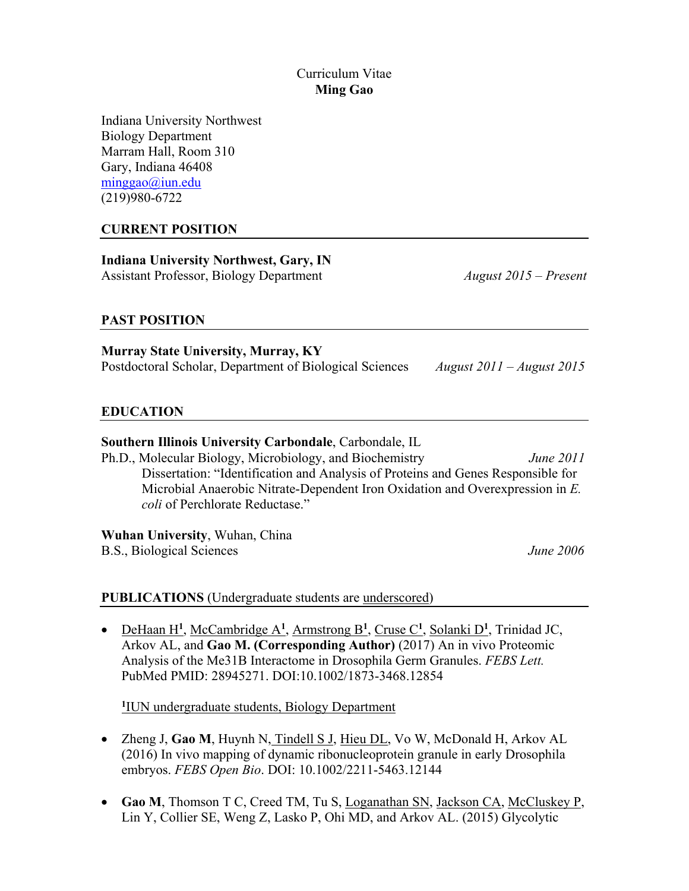Curriculum Vitae
**Ming Gao**

Indiana University Northwest
Biology Department
Marram Hall, Room 310
Gary, Indiana 46408
minggao@iun.edu
(219)980-6722

## CURRENT POSITION

**Indiana University Northwest, Gary, IN**
Assistant Professor, Biology Department *August 2015 – Present*

## PAST POSITION

**Murray State University, Murray, KY**
Postdoctoral Scholar, Department of Biological Sciences *August 2011 – August 2015*

## EDUCATION

**Southern Illinois University Carbondale**, Carbondale, IL
Ph.D., Molecular Biology, Microbiology, and Biochemistry *June 2011*
Dissertation: "Identification and Analysis of Proteins and Genes Responsible for Microbial Anaerobic Nitrate-Dependent Iron Oxidation and Overexpression in *E. coli* of Perchlorate Reductase."

**Wuhan University**, Wuhan, China
B.S., Biological Sciences *June 2006*

## PUBLICATIONS (Undergraduate students are underscored)

- DeHaan H[1], McCambridge A[1], Armstrong B[1], Cruse C[1], Solanki D[1], Trinidad JC, Arkov AL, and **Gao M. (Corresponding Author)** (2017) An in vivo Proteomic Analysis of the Me31B Interactome in Drosophila Germ Granules. *FEBS Lett.* PubMed PMID: 28945271. DOI:10.1002/1873-3468.12854

  [1]IUN undergraduate students, Biology Department

- Zheng J, **Gao M**, Huynh N, Tindell S J, Hieu DL, Vo W, McDonald H, Arkov AL (2016) In vivo mapping of dynamic ribonucleoprotein granule in early Drosophila embryos. *FEBS Open Bio*. DOI: 10.1002/2211-5463.12144

- **Gao M**, Thomson T C, Creed TM, Tu S, Loganathan SN, Jackson CA, McCluskey P, Lin Y, Collier SE, Weng Z, Lasko P, Ohi MD, and Arkov AL. (2015) Glycolytic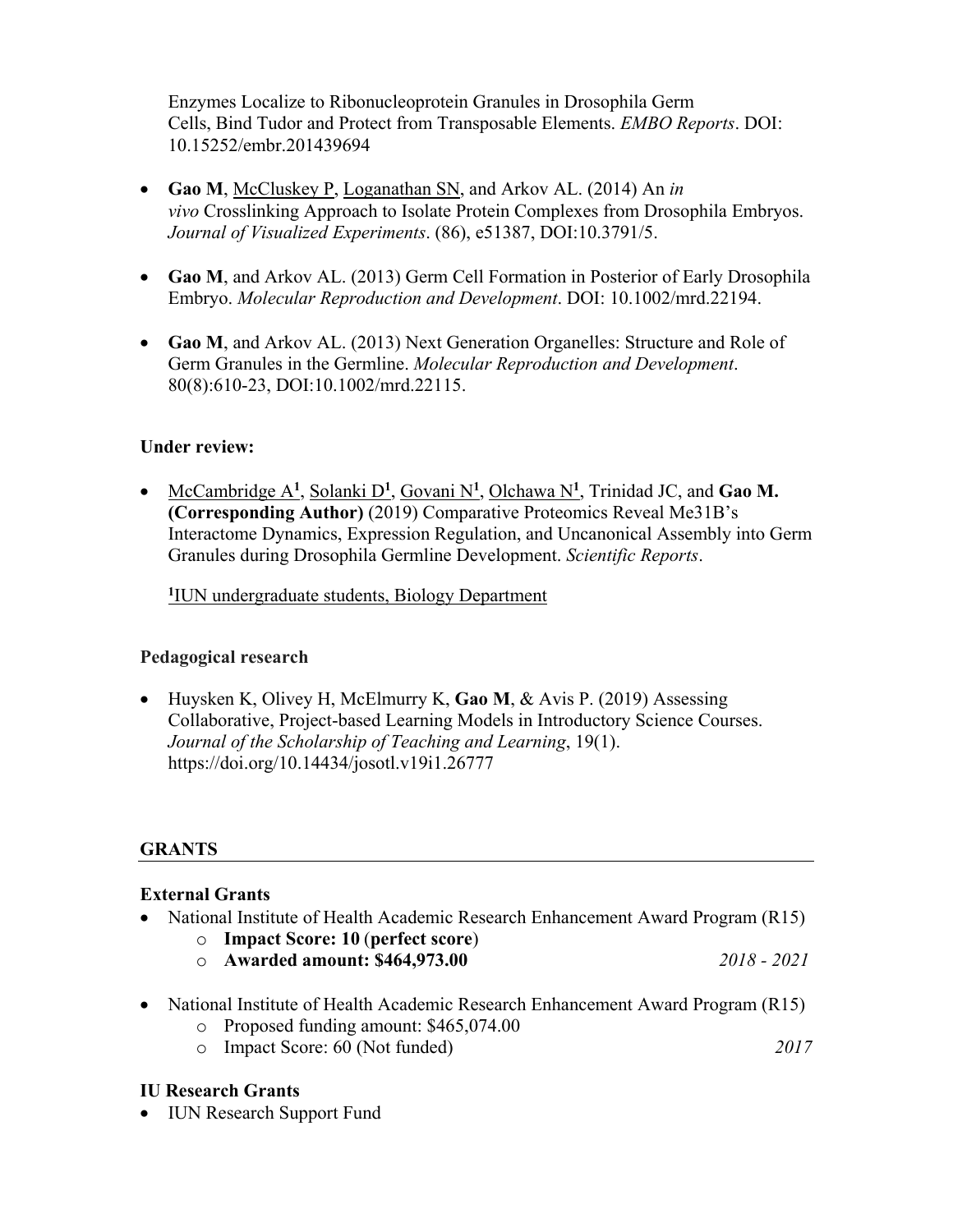Enzymes Localize to Ribonucleoprotein Granules in Drosophila Germ Cells, Bind Tudor and Protect from Transposable Elements. *EMBO Reports*. DOI: 10.15252/embr.201439694

- **Gao M**, McCluskey P, Loganathan SN, and Arkov AL. (2014) An *in vivo* Crosslinking Approach to Isolate Protein Complexes from Drosophila Embryos. *Journal of Visualized Experiments*. (86), e51387, DOI:10.3791/5.

- **Gao M**, and Arkov AL. (2013) Germ Cell Formation in Posterior of Early Drosophila Embryo. *Molecular Reproduction and Development*. DOI: 10.1002/mrd.22194.

- **Gao M**, and Arkov AL. (2013) Next Generation Organelles: Structure and Role of Germ Granules in the Germline. *Molecular Reproduction and Development*. 80(8):610-23, DOI:10.1002/mrd.22115.

**Under review:**

- McCambridge A[1], Solanki D[1], Govani N[1], Olchawa N[1], Trinidad JC, and **Gao M. (Corresponding Author)** (2019) Comparative Proteomics Reveal Me31B's Interactome Dynamics, Expression Regulation, and Uncanonical Assembly into Germ Granules during Drosophila Germline Development. *Scientific Reports*.

  [1]IUN undergraduate students, Biology Department

**Pedagogical research**

- Huysken K, Olivey H, McElmurry K, **Gao M**, & Avis P. (2019) Assessing Collaborative, Project-based Learning Models in Introductory Science Courses. *Journal of the Scholarship of Teaching and Learning*, 19(1). https://doi.org/10.14434/josotl.v19i1.26777

## GRANTS

**External Grants**

- National Institute of Health Academic Research Enhancement Award Program (R15)
  - **Impact Score: 10** (**perfect score**)
  - **Awarded amount: $464,973.00** *2018 - 2021*

- National Institute of Health Academic Research Enhancement Award Program (R15)
  - Proposed funding amount: $465,074.00
  - Impact Score: 60 (Not funded) *2017*

**IU Research Grants**

- IUN Research Support Fund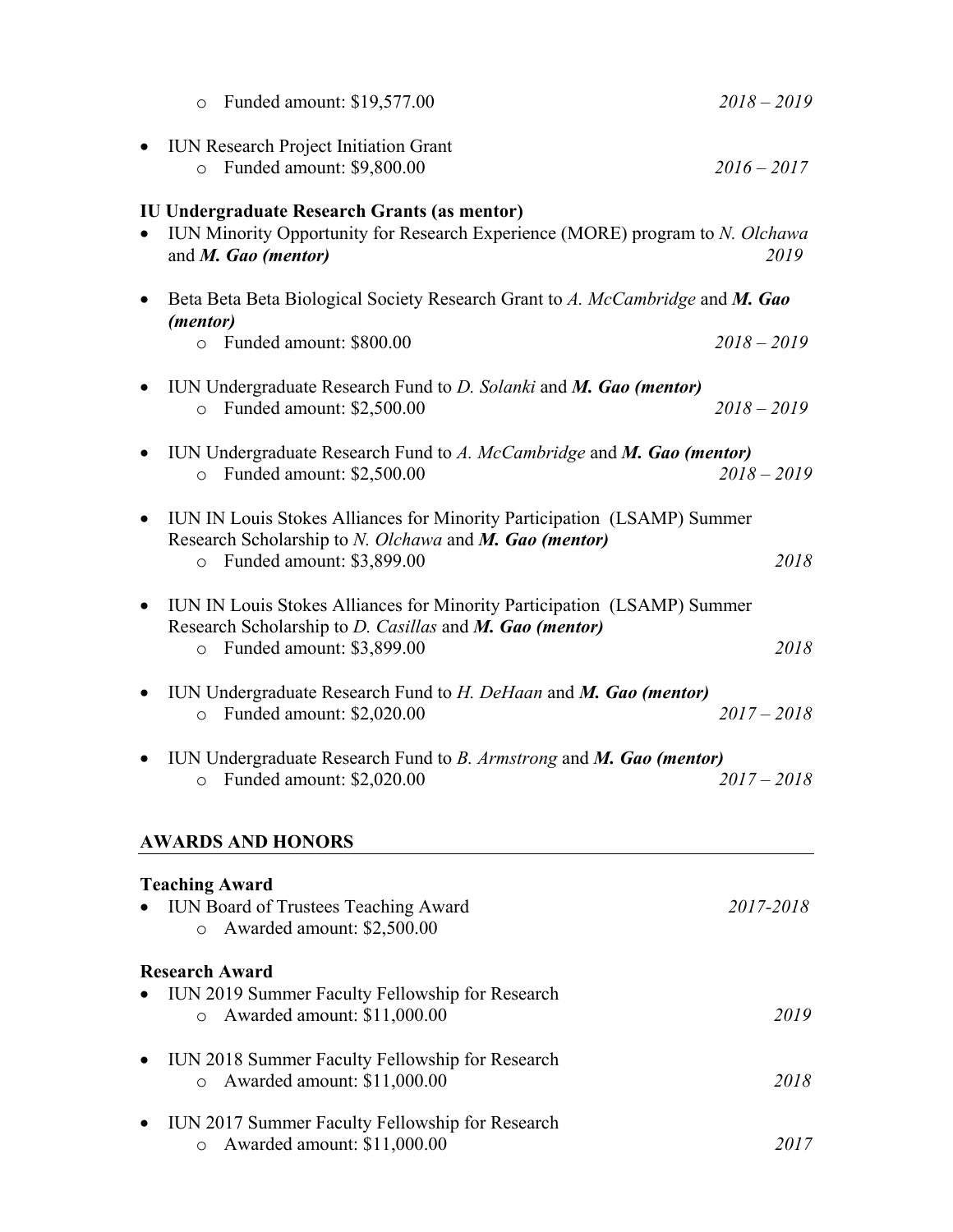- Funded amount: $19,577.00 *2018 – 2019*

- IUN Research Project Initiation Grant
  - Funded amount: $9,800.00 *2016 – 2017*

**IU Undergraduate Research Grants (as mentor)**

- IUN Minority Opportunity for Research Experience (MORE) program to *N. Olchawa* and ***M. Gao (mentor)*** *2019*

- Beta Beta Beta Biological Society Research Grant to *A. McCambridge* and ***M. Gao (mentor)***
  - Funded amount: $800.00 *2018 – 2019*

- IUN Undergraduate Research Fund to *D. Solanki* and ***M. Gao (mentor)***
  - Funded amount: $2,500.00 *2018 – 2019*

- IUN Undergraduate Research Fund to *A. McCambridge* and ***M. Gao (mentor)***
  - Funded amount: $2,500.00 *2018 – 2019*

- IUN IN Louis Stokes Alliances for Minority Participation (LSAMP) Summer Research Scholarship to *N. Olchawa* and ***M. Gao (mentor)***
  - Funded amount: $3,899.00 *2018*

- IUN IN Louis Stokes Alliances for Minority Participation (LSAMP) Summer Research Scholarship to *D. Casillas* and ***M. Gao (mentor)***
  - Funded amount: $3,899.00 *2018*

- IUN Undergraduate Research Fund to *H. DeHaan* and ***M. Gao (mentor)***
  - Funded amount: $2,020.00 *2017 – 2018*

- IUN Undergraduate Research Fund to *B. Armstrong* and ***M. Gao (mentor)***
  - Funded amount: $2,020.00 *2017 – 2018*

## AWARDS AND HONORS

**Teaching Award**

- IUN Board of Trustees Teaching Award *2017-2018*
  - Awarded amount: $2,500.00

**Research Award**

- IUN 2019 Summer Faculty Fellowship for Research
  - Awarded amount: $11,000.00 *2019*

- IUN 2018 Summer Faculty Fellowship for Research
  - Awarded amount: $11,000.00 *2018*

- IUN 2017 Summer Faculty Fellowship for Research
  - Awarded amount: $11,000.00 *2017*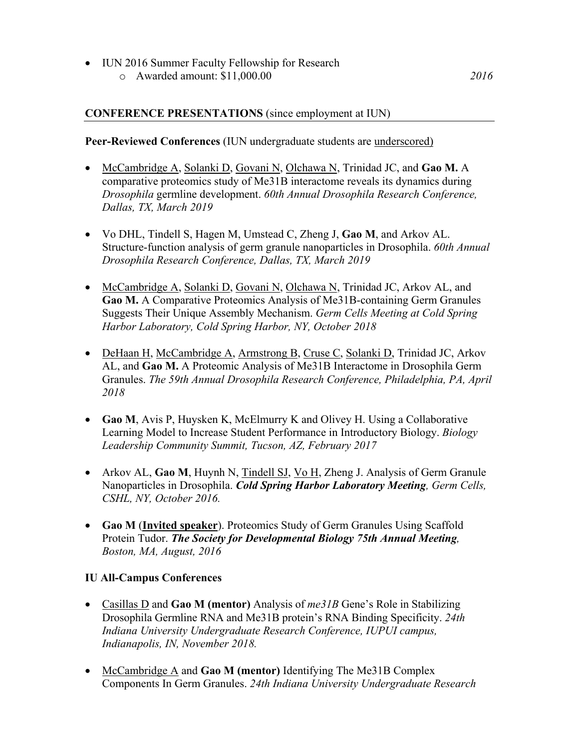- IUN 2016 Summer Faculty Fellowship for Research
    - Awarded amount: $11,000.00 *2016*

## CONFERENCE PRESENTATIONS (since employment at IUN)

**Peer-Reviewed Conferences** (IUN undergraduate students are <u>underscored</u>)

- <u>McCambridge A</u>, <u>Solanki D</u>, <u>Govani N</u>, <u>Olchawa N</u>, Trinidad JC, and **Gao M.** A comparative proteomics study of Me31B interactome reveals its dynamics during *Drosophila* germline development. *60th Annual Drosophila Research Conference, Dallas, TX, March 2019*

- Vo DHL, Tindell S, Hagen M, Umstead C, Zheng J, **Gao M**, and Arkov AL. Structure-function analysis of germ granule nanoparticles in Drosophila. *60th Annual Drosophila Research Conference, Dallas, TX, March 2019*

- <u>McCambridge A</u>, <u>Solanki D</u>, <u>Govani N</u>, <u>Olchawa N</u>, Trinidad JC, Arkov AL, and **Gao M.** A Comparative Proteomics Analysis of Me31B-containing Germ Granules Suggests Their Unique Assembly Mechanism. *Germ Cells Meeting at Cold Spring Harbor Laboratory, Cold Spring Harbor, NY, October 2018*

- <u>DeHaan H</u>, <u>McCambridge A</u>, <u>Armstrong B</u>, <u>Cruse C</u>, <u>Solanki D</u>, Trinidad JC, Arkov AL, and **Gao M.** A Proteomic Analysis of Me31B Interactome in Drosophila Germ Granules. *The 59th Annual Drosophila Research Conference, Philadelphia, PA, April 2018*

- **Gao M**, Avis P, Huysken K, McElmurry K and Olivey H. Using a Collaborative Learning Model to Increase Student Performance in Introductory Biology. *Biology Leadership Community Summit, Tucson, AZ, February 2017*

- Arkov AL, **Gao M**, Huynh N, <u>Tindell SJ</u>, <u>Vo H</u>, Zheng J. Analysis of Germ Granule Nanoparticles in Drosophila. ***Cold Spring Harbor Laboratory Meeting****, Germ Cells, CSHL, NY, October 2016.*

- **Gao M** (**<u>Invited speaker</u>**). Proteomics Study of Germ Granules Using Scaffold Protein Tudor. ***The Society for Developmental Biology 75th Annual Meeting****, Boston, MA, August, 2016*

**IU All-Campus Conferences**

- <u>Casillas D</u> and **Gao M (mentor)** Analysis of *me31B* Gene's Role in Stabilizing Drosophila Germline RNA and Me31B protein's RNA Binding Specificity. *24th Indiana University Undergraduate Research Conference, IUPUI campus, Indianapolis, IN, November 2018.*

- <u>McCambridge A</u> and **Gao M (mentor)** Identifying The Me31B Complex Components In Germ Granules. *24th Indiana University Undergraduate Research*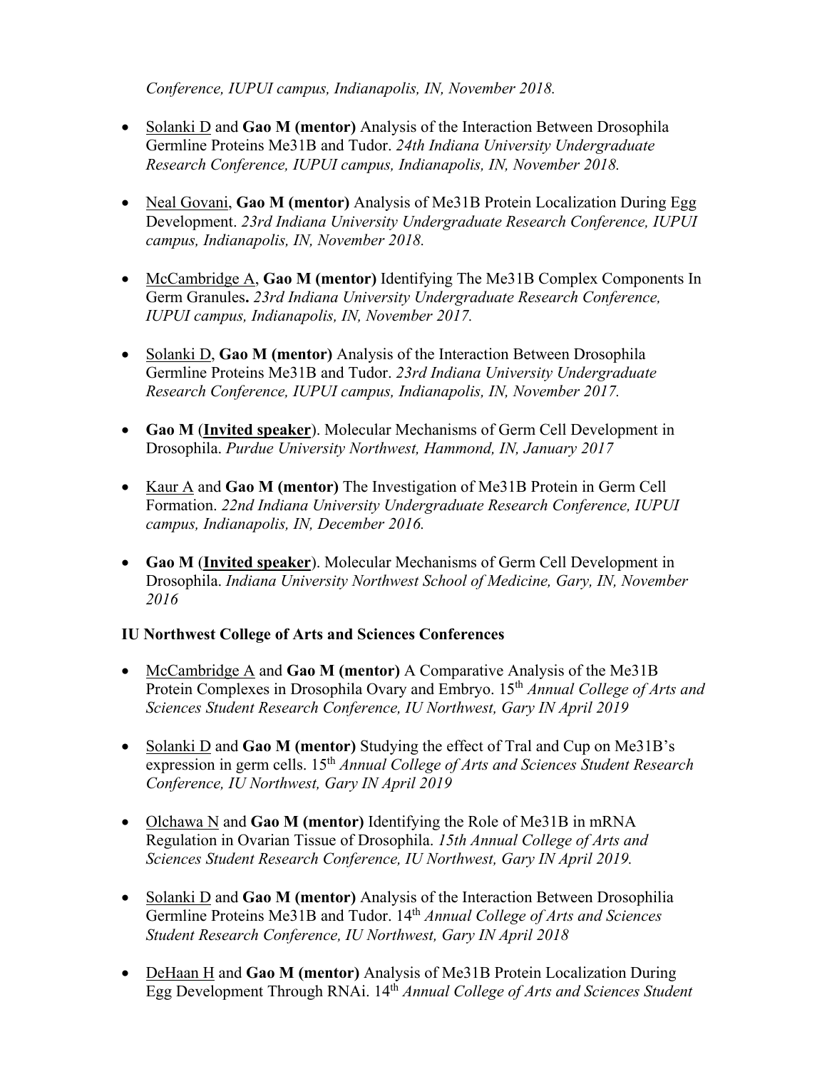*Conference, IUPUI campus, Indianapolis, IN, November 2018.*

- Solanki D and **Gao M (mentor)** Analysis of the Interaction Between Drosophila Germline Proteins Me31B and Tudor. *24th Indiana University Undergraduate Research Conference, IUPUI campus, Indianapolis, IN, November 2018.*

- Neal Govani, **Gao M (mentor)** Analysis of Me31B Protein Localization During Egg Development. *23rd Indiana University Undergraduate Research Conference, IUPUI campus, Indianapolis, IN, November 2018.*

- McCambridge A, **Gao M (mentor)** Identifying The Me31B Complex Components In Germ Granules**.** *23rd Indiana University Undergraduate Research Conference, IUPUI campus, Indianapolis, IN, November 2017.*

- Solanki D, **Gao M (mentor)** Analysis of the Interaction Between Drosophila Germline Proteins Me31B and Tudor. *23rd Indiana University Undergraduate Research Conference, IUPUI campus, Indianapolis, IN, November 2017.*

- **Gao M** (**Invited speaker**). Molecular Mechanisms of Germ Cell Development in Drosophila. *Purdue University Northwest, Hammond, IN, January 2017*

- Kaur A and **Gao M (mentor)** The Investigation of Me31B Protein in Germ Cell Formation. *22nd Indiana University Undergraduate Research Conference, IUPUI campus, Indianapolis, IN, December 2016.*

- **Gao M** (**Invited speaker**). Molecular Mechanisms of Germ Cell Development in Drosophila. *Indiana University Northwest School of Medicine, Gary, IN, November 2016*

**IU Northwest College of Arts and Sciences Conferences**

- McCambridge A and **Gao M (mentor)** A Comparative Analysis of the Me31B Protein Complexes in Drosophila Ovary and Embryo. 15th *Annual College of Arts and Sciences Student Research Conference, IU Northwest, Gary IN April 2019*

- Solanki D and **Gao M (mentor)** Studying the effect of Tral and Cup on Me31B's expression in germ cells. 15th *Annual College of Arts and Sciences Student Research Conference, IU Northwest, Gary IN April 2019*

- Olchawa N and **Gao M (mentor)** Identifying the Role of Me31B in mRNA Regulation in Ovarian Tissue of Drosophila. *15th Annual College of Arts and Sciences Student Research Conference, IU Northwest, Gary IN April 2019.*

- Solanki D and **Gao M (mentor)** Analysis of the Interaction Between Drosophilia Germline Proteins Me31B and Tudor. 14th *Annual College of Arts and Sciences Student Research Conference, IU Northwest, Gary IN April 2018*

- DeHaan H and **Gao M (mentor)** Analysis of Me31B Protein Localization During Egg Development Through RNAi. 14th *Annual College of Arts and Sciences Student*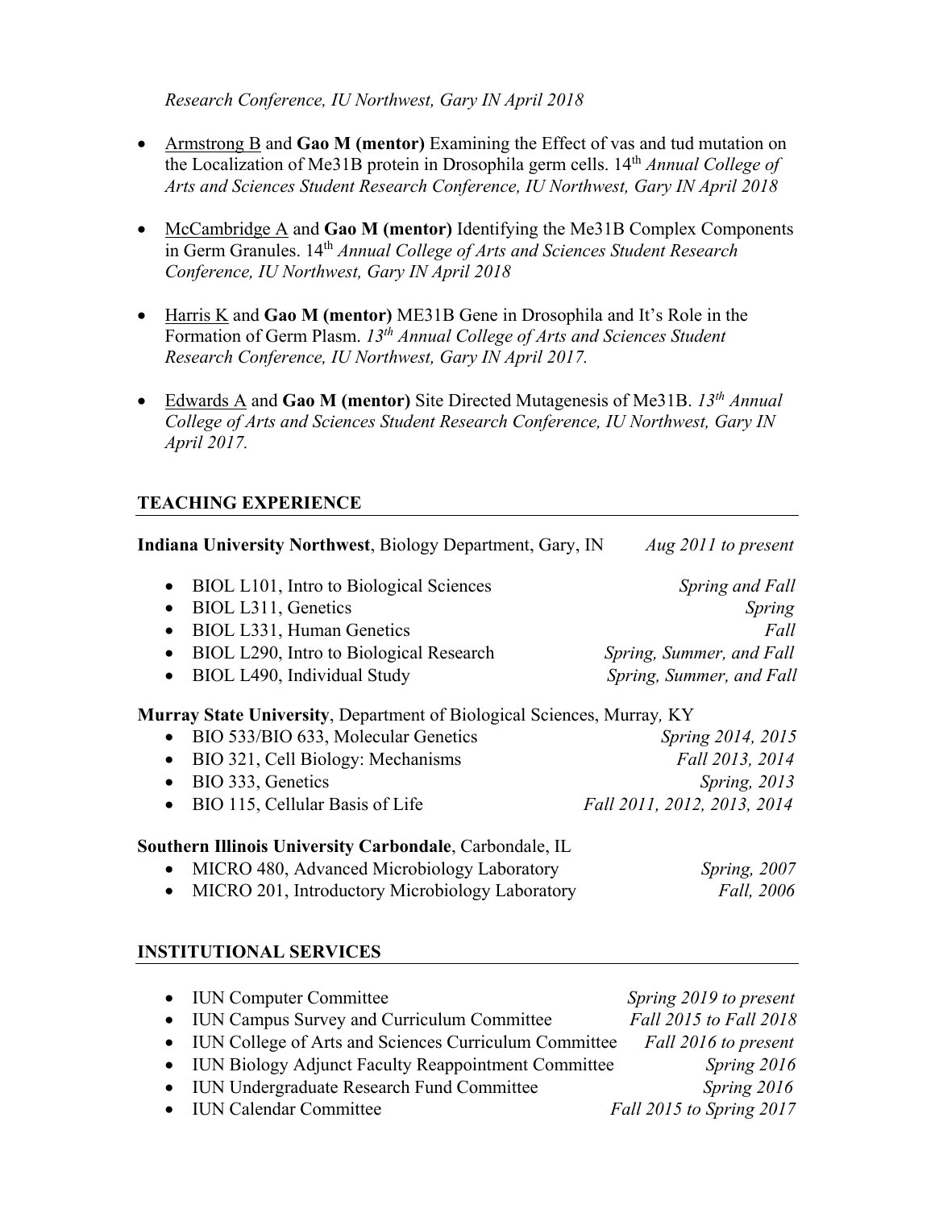*Research Conference, IU Northwest, Gary IN April 2018*

- Armstrong B and **Gao M (mentor)** Examining the Effect of vas and tud mutation on the Localization of Me31B protein in Drosophila germ cells. 14th *Annual College of Arts and Sciences Student Research Conference, IU Northwest, Gary IN April 2018*

- McCambridge A and **Gao M (mentor)** Identifying the Me31B Complex Components in Germ Granules. 14th *Annual College of Arts and Sciences Student Research Conference, IU Northwest, Gary IN April 2018*

- Harris K and **Gao M (mentor)** ME31B Gene in Drosophila and It's Role in the Formation of Germ Plasm. *13th Annual College of Arts and Sciences Student Research Conference, IU Northwest, Gary IN April 2017.*

- Edwards A and **Gao M (mentor)** Site Directed Mutagenesis of Me31B. *13th Annual College of Arts and Sciences Student Research Conference, IU Northwest, Gary IN April 2017.*

## TEACHING EXPERIENCE

**Indiana University Northwest**, Biology Department, Gary, IN *Aug 2011 to present*

- BIOL L101, Intro to Biological Sciences *Spring and Fall*
- BIOL L311, Genetics *Spring*
- BIOL L331, Human Genetics *Fall*
- BIOL L290, Intro to Biological Research *Spring, Summer, and Fall*
- BIOL L490, Individual Study *Spring, Summer, and Fall*

**Murray State University**, Department of Biological Sciences, Murray, KY

- BIO 533/BIO 633, Molecular Genetics *Spring 2014, 2015*
- BIO 321, Cell Biology: Mechanisms *Fall 2013, 2014*
- BIO 333, Genetics *Spring, 2013*
- BIO 115, Cellular Basis of Life *Fall 2011, 2012, 2013, 2014*

**Southern Illinois University Carbondale**, Carbondale, IL

- MICRO 480, Advanced Microbiology Laboratory *Spring, 2007*
- MICRO 201, Introductory Microbiology Laboratory *Fall, 2006*

## INSTITUTIONAL SERVICES

- IUN Computer Committee *Spring 2019 to present*
- IUN Campus Survey and Curriculum Committee *Fall 2015 to Fall 2018*
- IUN College of Arts and Sciences Curriculum Committee *Fall 2016 to present*
- IUN Biology Adjunct Faculty Reappointment Committee *Spring 2016*
- IUN Undergraduate Research Fund Committee *Spring 2016*
- IUN Calendar Committee *Fall 2015 to Spring 2017*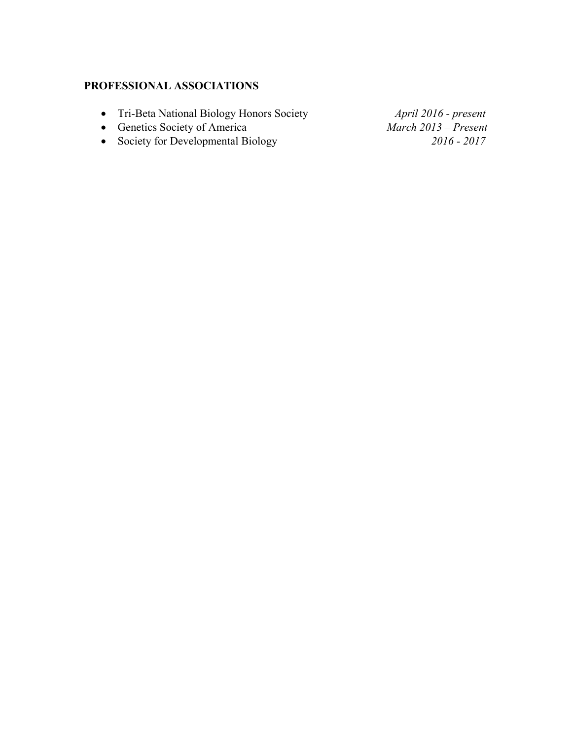## PROFESSIONAL ASSOCIATIONS

- Tri-Beta National Biology Honors Society *April 2016 - present*
- Genetics Society of America *March 2013 – Present*
- Society for Developmental Biology *2016 - 2017*